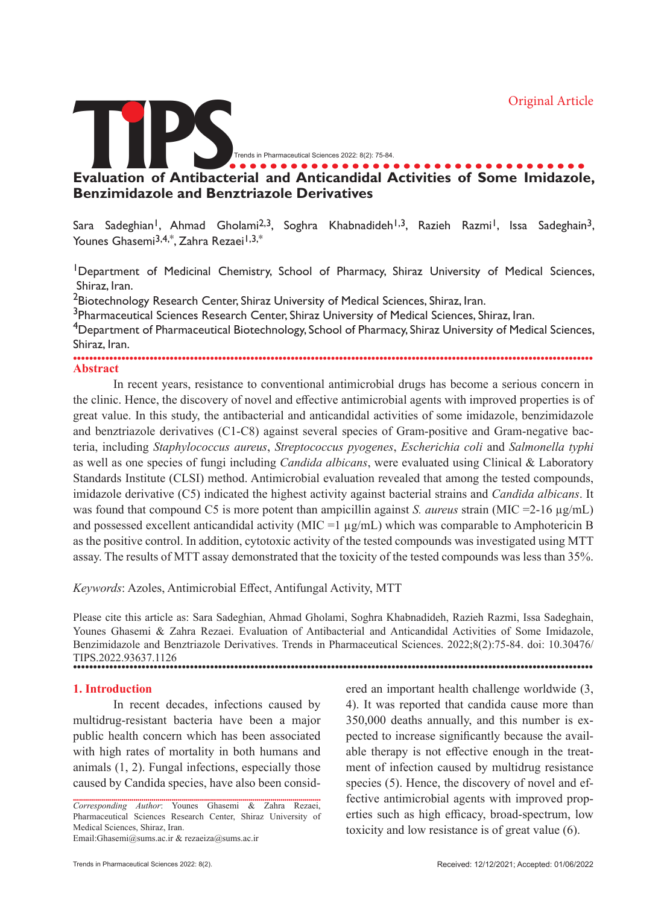Original Article

# Evaluation of Antibacterial and Anticandidal Activities of Some Imidazole, Benzimidazole and Benztriazole Derivatives

Sara Sadeghian[1], Ahmad Gholami[2,3], Soghra Khabnadideh[1,3], Razieh Razmi[1], Issa Sadeghain[3], Younes Ghasemi[3,4,*], Zahra Rezaei[1,3,*]

[1]Department of Medicinal Chemistry, School of Pharmacy, Shiraz University of Medical Sciences, Shiraz, Iran.
[2]Biotechnology Research Center, Shiraz University of Medical Sciences, Shiraz, Iran.
[3]Pharmaceutical Sciences Research Center, Shiraz University of Medical Sciences, Shiraz, Iran.
[4]Department of Pharmaceutical Biotechnology, School of Pharmacy, Shiraz University of Medical Sciences, Shiraz, Iran.

## Abstract

In recent years, resistance to conventional antimicrobial drugs has become a serious concern in the clinic. Hence, the discovery of novel and effective antimicrobial agents with improved properties is of great value. In this study, the antibacterial and anticandidal activities of some imidazole, benzimidazole and benztriazole derivatives (C1-C8) against several species of Gram-positive and Gram-negative bacteria, including *Staphylococcus aureus*, *Streptococcus pyogenes*, *Escherichia coli* and *Salmonella typhi* as well as one species of fungi including *Candida albicans*, were evaluated using Clinical & Laboratory Standards Institute (CLSI) method. Antimicrobial evaluation revealed that among the tested compounds, imidazole derivative (C5) indicated the highest activity against bacterial strains and *Candida albicans*. It was found that compound C5 is more potent than ampicillin against *S. aureus* strain (MIC =2-16 µg/mL) and possessed excellent anticandidal activity (MIC =1 µg/mL) which was comparable to Amphotericin B as the positive control. In addition, cytotoxic activity of the tested compounds was investigated using MTT assay. The results of MTT assay demonstrated that the toxicity of the tested compounds was less than 35%.

*Keywords*: Azoles, Antimicrobial Effect, Antifungal Activity, MTT

Please cite this article as: Sara Sadeghian, Ahmad Gholami, Soghra Khabnadideh, Razieh Razmi, Issa Sadeghain, Younes Ghasemi & Zahra Rezaei. Evaluation of Antibacterial and Anticandidal Activities of Some Imidazole, Benzimidazole and Benztriazole Derivatives. Trends in Pharmaceutical Sciences. 2022;8(2):75-84. doi: 10.30476/TIPS.2022.93637.1126

## 1. Introduction

In recent decades, infections caused by multidrug-resistant bacteria have been a major public health concern which has been associated with high rates of mortality in both humans and animals (1, 2). Fungal infections, especially those caused by Candida species, have also been considered an important health challenge worldwide (3, 4). It was reported that candida cause more than 350,000 deaths annually, and this number is expected to increase significantly because the available therapy is not effective enough in the treatment of infection caused by multidrug resistance species (5). Hence, the discovery of novel and effective antimicrobial agents with improved properties such as high efficacy, broad-spectrum, low toxicity and low resistance is of great value (6).

*Corresponding Author*: Younes Ghasemi & Zahra Rezaei, Pharmaceutical Sciences Research Center, Shiraz University of Medical Sciences, Shiraz, Iran.
Email:Ghasemi@sums.ac.ir & rezaeiza@sums.ac.ir

Received: 12/12/2021; Accepted: 01/06/2022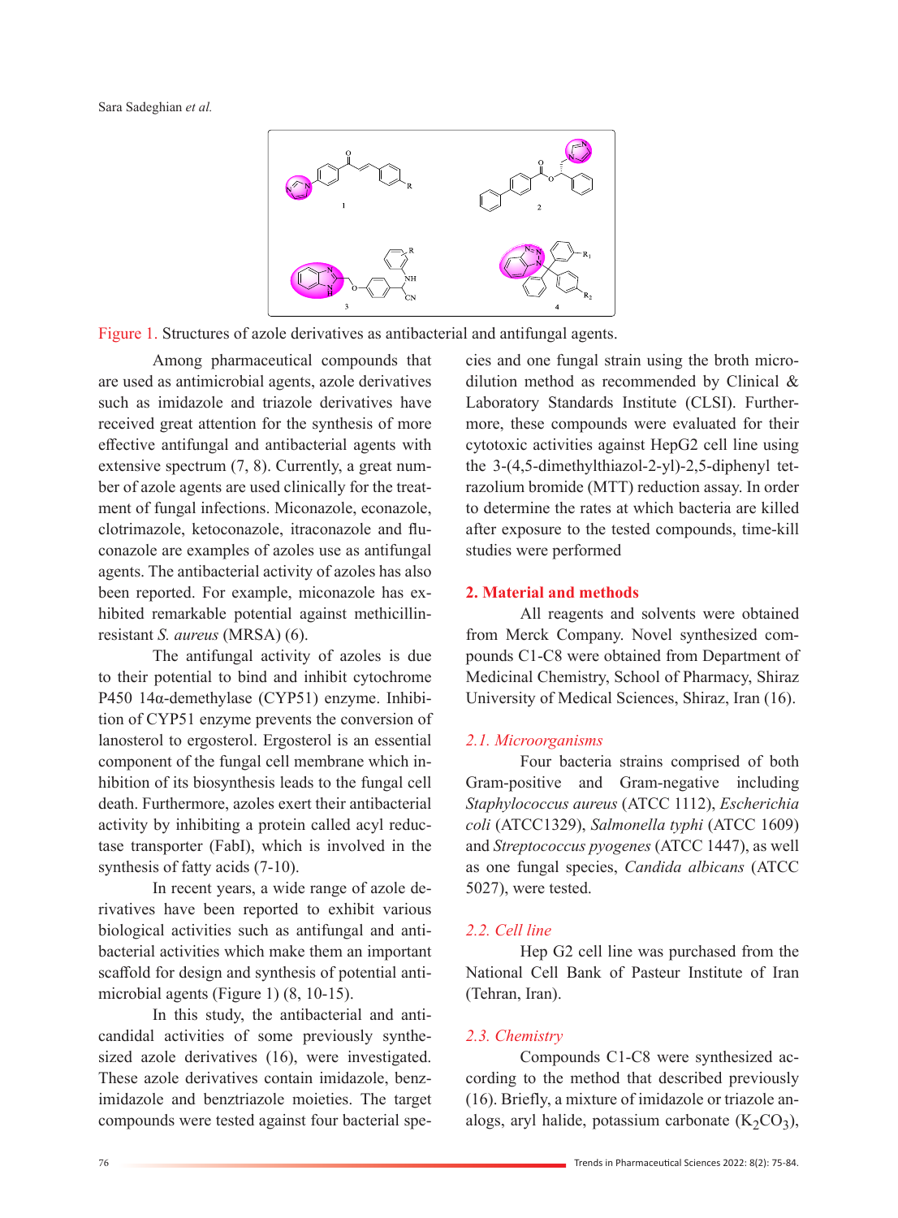Figure 1. Structures of azole derivatives as antibacterial and antifungal agents.

Among pharmaceutical compounds that are used as antimicrobial agents, azole derivatives such as imidazole and triazole derivatives have received great attention for the synthesis of more effective antifungal and antibacterial agents with extensive spectrum (7, 8). Currently, a great number of azole agents are used clinically for the treatment of fungal infections. Miconazole, econazole, clotrimazole, ketoconazole, itraconazole and fluconazole are examples of azoles use as antifungal agents. The antibacterial activity of azoles has also been reported. For example, miconazole has exhibited remarkable potential against methicillin-resistant *S. aureus* (MRSA) (6).

The antifungal activity of azoles is due to their potential to bind and inhibit cytochrome P450 14α-demethylase (CYP51) enzyme. Inhibition of CYP51 enzyme prevents the conversion of lanosterol to ergosterol. Ergosterol is an essential component of the fungal cell membrane which inhibition of its biosynthesis leads to the fungal cell death. Furthermore, azoles exert their antibacterial activity by inhibiting a protein called acyl reductase transporter (FabI), which is involved in the synthesis of fatty acids (7-10).

In recent years, a wide range of azole derivatives have been reported to exhibit various biological activities such as antifungal and antibacterial activities which make them an important scaffold for design and synthesis of potential antimicrobial agents (Figure 1) (8, 10-15).

In this study, the antibacterial and anticandidal activities of some previously synthesized azole derivatives (16), were investigated. These azole derivatives contain imidazole, benzimidazole and benztriazole moieties. The target compounds were tested against four bacterial species and one fungal strain using the broth microdilution method as recommended by Clinical & Laboratory Standards Institute (CLSI). Furthermore, these compounds were evaluated for their cytotoxic activities against HepG2 cell line using the 3-(4,5-dimethylthiazol-2-yl)-2,5-diphenyl tetrazolium bromide (MTT) reduction assay. In order to determine the rates at which bacteria are killed after exposure to the tested compounds, time-kill studies were performed

## 2. Material and methods

All reagents and solvents were obtained from Merck Company. Novel synthesized compounds C1-C8 were obtained from Department of Medicinal Chemistry, School of Pharmacy, Shiraz University of Medical Sciences, Shiraz, Iran (16).

### *2.1. Microorganisms*

Four bacteria strains comprised of both Gram-positive and Gram-negative including *Staphylococcus aureus* (ATCC 1112), *Escherichia coli* (ATCC1329), *Salmonella typhi* (ATCC 1609) and *Streptococcus pyogenes* (ATCC 1447), as well as one fungal species, *Candida albicans* (ATCC 5027), were tested.

### *2.2. Cell line*

Hep G2 cell line was purchased from the National Cell Bank of Pasteur Institute of Iran (Tehran, Iran).

### *2.3. Chemistry*

Compounds C1-C8 were synthesized according to the method that described previously (16). Briefly, a mixture of imidazole or triazole analogs, aryl halide, potassium carbonate ($K_2CO_3$),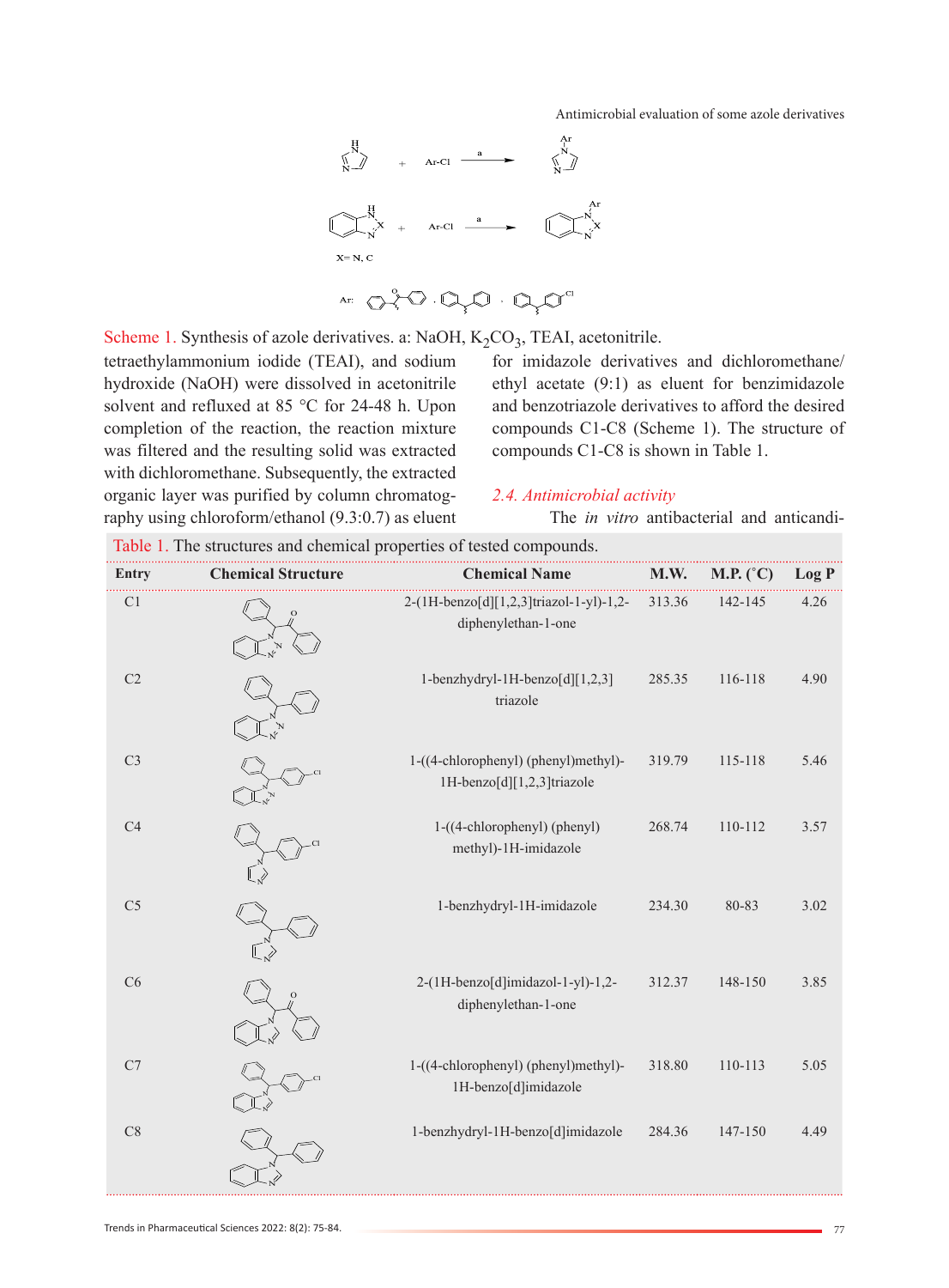Scheme 1. Synthesis of azole derivatives. a: NaOH, $K_2CO_3$, TEAI, acetonitrile.

tetraethylammonium iodide (TEAI), and sodium hydroxide (NaOH) were dissolved in acetonitrile solvent and refluxed at 85 °C for 24-48 h. Upon completion of the reaction, the reaction mixture was filtered and the resulting solid was extracted with dichloromethane. Subsequently, the extracted organic layer was purified by column chromatography using chloroform/ethanol (9.3:0.7) as eluent for imidazole derivatives and dichloromethane/ethyl acetate (9:1) as eluent for benzimidazole and benzotriazole derivatives to afford the desired compounds C1-C8 (Scheme 1). The structure of compounds C1-C8 is shown in Table 1.

### 2.4. Antimicrobial activity

The *in vitro* antibacterial and anticandi-

Table 1. The structures and chemical properties of tested compounds.

| Entry | Chemical Structure | Chemical Name | M.W. | M.P. (˚C) | Log P |
|---|---|---|---|---|---|
| C1 | | 2-(1H-benzo[d][1,2,3]triazol-1-yl)-1,2-diphenylethan-1-one | 313.36 | 142-145 | 4.26 |
| C2 | | 1-benzhydryl-1H-benzo[d][1,2,3]triazole | 285.35 | 116-118 | 4.90 |
| C3 | | 1-((4-chlorophenyl) (phenyl)methyl)-1H-benzo[d][1,2,3]triazole | 319.79 | 115-118 | 5.46 |
| C4 | | 1-((4-chlorophenyl) (phenyl) methyl)-1H-imidazole | 268.74 | 110-112 | 3.57 |
| C5 | | 1-benzhydryl-1H-imidazole | 234.30 | 80-83 | 3.02 |
| C6 | | 2-(1H-benzo[d]imidazol-1-yl)-1,2-diphenylethan-1-one | 312.37 | 148-150 | 3.85 |
| C7 | | 1-((4-chlorophenyl) (phenyl)methyl)-1H-benzo[d]imidazole | 318.80 | 110-113 | 5.05 |
| C8 | | 1-benzhydryl-1H-benzo[d]imidazole | 284.36 | 147-150 | 4.49 |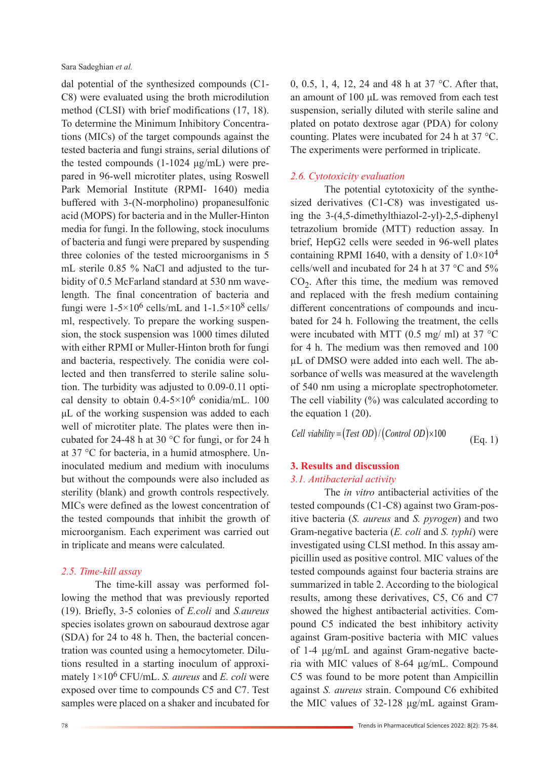dal potential of the synthesized compounds (C1-C8) were evaluated using the broth microdilution method (CLSI) with brief modifications (17, 18). To determine the Minimum Inhibitory Concentrations (MICs) of the target compounds against the tested bacteria and fungi strains, serial dilutions of the tested compounds (1-1024 µg/mL) were prepared in 96-well microtiter plates, using Roswell Park Memorial Institute (RPMI- 1640) media buffered with 3-(N-morpholino) propanesulfonic acid (MOPS) for bacteria and in the Muller-Hinton media for fungi. In the following, stock inoculums of bacteria and fungi were prepared by suspending three colonies of the tested microorganisms in 5 mL sterile 0.85 % NaCl and adjusted to the turbidity of 0.5 McFarland standard at 530 nm wavelength. The final concentration of bacteria and fungi were $1\text{-}5\times10^6$ cells/mL and $1\text{-}1.5\times10^8$ cells/ml, respectively. To prepare the working suspension, the stock suspension was 1000 times diluted with either RPMI or Muller-Hinton broth for fungi and bacteria, respectively. The conidia were collected and then transferred to sterile saline solution. The turbidity was adjusted to 0.09-0.11 optical density to obtain $0.4\text{-}5\times10^6$ conidia/mL. 100 µL of the working suspension was added to each well of microtiter plate. The plates were then incubated for 24-48 h at 30 °C for fungi, or for 24 h at 37 °C for bacteria, in a humid atmosphere. Uninoculated medium and medium with inoculums but without the compounds were also included as sterility (blank) and growth controls respectively. MICs were defined as the lowest concentration of the tested compounds that inhibit the growth of microorganism. Each experiment was carried out in triplicate and means were calculated.

### *2.5. Time-kill assay*

The time-kill assay was performed following the method that was previously reported (19). Briefly, 3-5 colonies of *E.coli* and *S.aureus* species isolates grown on sabouraud dextrose agar (SDA) for 24 to 48 h. Then, the bacterial concentration was counted using a hemocytometer. Dilutions resulted in a starting inoculum of approximately $1\times10^6$ CFU/mL. *S. aureus* and *E. coli* were exposed over time to compounds C5 and C7. Test samples were placed on a shaker and incubated for 0, 0.5, 1, 4, 12, 24 and 48 h at 37 °C. After that, an amount of 100 µL was removed from each test suspension, serially diluted with sterile saline and plated on potato dextrose agar (PDA) for colony counting. Plates were incubated for 24 h at 37 °C. The experiments were performed in triplicate.

### *2.6. Cytotoxicity evaluation*

The potential cytotoxicity of the synthesized derivatives (C1-C8) was investigated using the 3-(4,5-dimethylthiazol-2-yl)-2,5-diphenyl tetrazolium bromide (MTT) reduction assay. In brief, HepG2 cells were seeded in 96-well plates containing RPMI 1640, with a density of $1.0\times10^4$ cells/well and incubated for 24 h at 37 °C and 5% $CO_2$. After this time, the medium was removed and replaced with the fresh medium containing different concentrations of compounds and incubated for 24 h. Following the treatment, the cells were incubated with MTT (0.5 mg/ ml) at 37 °C for 4 h. The medium was then removed and 100 µL of DMSO were added into each well. The absorbance of wells was measured at the wavelength of 540 nm using a microplate spectrophotometer. The cell viability (%) was calculated according to the equation 1 (20).

$$Cell\ viability = (Test\ OD)/(Control\ OD)\times100 \quad \text{(Eq. 1)}$$

## 3. Results and discussion

### *3.1. Antibacterial activity*

The *in vitro* antibacterial activities of the tested compounds (C1-C8) against two Gram-positive bacteria (*S. aureus* and *S. pyrogen*) and two Gram-negative bacteria (*E. coli* and *S. typhi*) were investigated using CLSI method. In this assay ampicillin used as positive control. MIC values of the tested compounds against four bacteria strains are summarized in table 2. According to the biological results, among these derivatives, C5, C6 and C7 showed the highest antibacterial activities. Compound C5 indicated the best inhibitory activity against Gram-positive bacteria with MIC values of 1-4 µg/mL and against Gram-negative bacteria with MIC values of 8-64 µg/mL. Compound C5 was found to be more potent than Ampicillin against *S. aureus* strain. Compound C6 exhibited the MIC values of 32-128 µg/mL against Gram-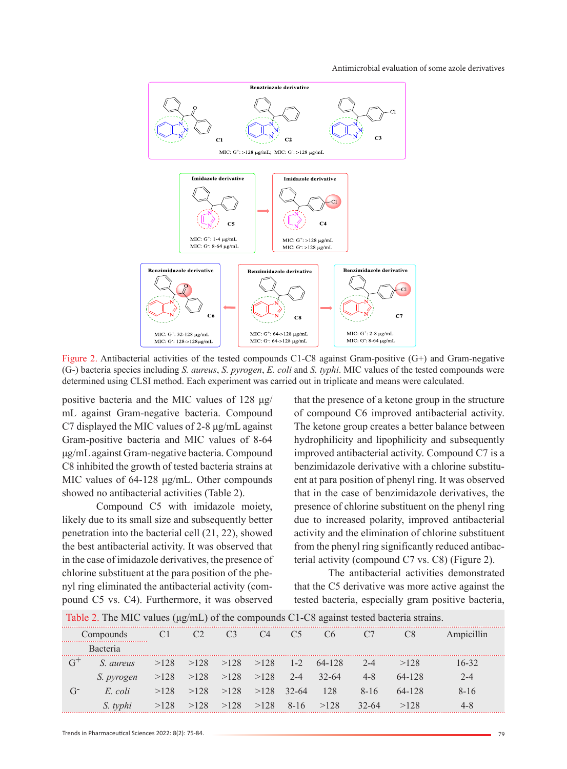Benztriazole derivative

C1

C2

C3

MIC: $G^+$: >128 μg/mL; MIC: $G^-$: >128 μg/mL

Imidazole derivative

C5

MIC: $G^+$: 1-4 μg/mL
MIC: $G^-$: 8-64 μg/mL

Imidazole derivative

C4

MIC: $G^+$: >128 μg/mL
MIC: $G^-$: >128 μg/mL

Benzimidazole derivative

C6

MIC: $G^+$: 32-128 μg/mL
MIC: $G^-$: 128->128μg/mL

Benzimidazole derivative

C8

MIC: $G^+$: 64->128 μg/mL
MIC: $G^-$: 64-128 μg/mL

Benzimidazole derivative

C7

MIC: $G^+$: 2-8 μg/mL
MIC: $G^-$: 8-64 μg/mL

Figure 2. Antibacterial activities of the tested compounds C1-C8 against Gram-positive (G+) and Gram-negative (G-) bacteria species including *S. aureus*, *S. pyrogen*, *E. coli* and *S. typhi*. MIC values of the tested compounds were determined using CLSI method. Each experiment was carried out in triplicate and means were calculated.

positive bacteria and the MIC values of 128 μg/mL against Gram-negative bacteria. Compound C7 displayed the MIC values of 2-8 μg/mL against Gram-positive bacteria and MIC values of 8-64 μg/mL against Gram-negative bacteria. Compound C8 inhibited the growth of tested bacteria strains at MIC values of 64-128 μg/mL. Other compounds showed no antibacterial activities (Table 2).

Compound C5 with imidazole moiety, likely due to its small size and subsequently better penetration into the bacterial cell (21, 22), showed the best antibacterial activity. It was observed that in the case of imidazole derivatives, the presence of chlorine substituent at the para position of the phenyl ring eliminated the antibacterial activity (compound C5 vs. C4). Furthermore, it was observed that the presence of a ketone group in the structure of compound C6 improved antibacterial activity. The ketone group creates a better balance between hydrophilicity and lipophilicity and subsequently improved antibacterial activity. Compound C7 is a benzimidazole derivative with a chlorine substituent at para position of phenyl ring. It was observed that in the case of benzimidazole derivatives, the presence of chlorine substituent on the phenyl ring due to increased polarity, improved antibacterial activity and the elimination of chlorine substituent from the phenyl ring significantly reduced antibacterial activity (compound C7 vs. C8) (Figure 2).

The antibacterial activities demonstrated that the C5 derivative was more active against the tested bacteria, especially gram positive bacteria,

Table 2. The MIC values (μg/mL) of the compounds C1-C8 against tested bacteria strains.

| | Compounds / Bacteria | C1 | C2 | C3 | C4 | C5 | C6 | C7 | C8 | Ampicillin |
|---|---|---|---|---|---|---|---|---|---|---|
| $G^+$ | *S. aureus* | >128 | >128 | >128 | >128 | 1-2 | 64-128 | 2-4 | >128 | 16-32 |
| | *S. pyrogen* | >128 | >128 | >128 | >128 | 2-4 | 32-64 | 4-8 | 64-128 | 2-4 |
| $G^-$ | *E. coli* | >128 | >128 | >128 | >128 | 32-64 | 128 | 8-16 | 64-128 | 8-16 |
| | *S. typhi* | >128 | >128 | >128 | >128 | 8-16 | >128 | 32-64 | >128 | 4-8 |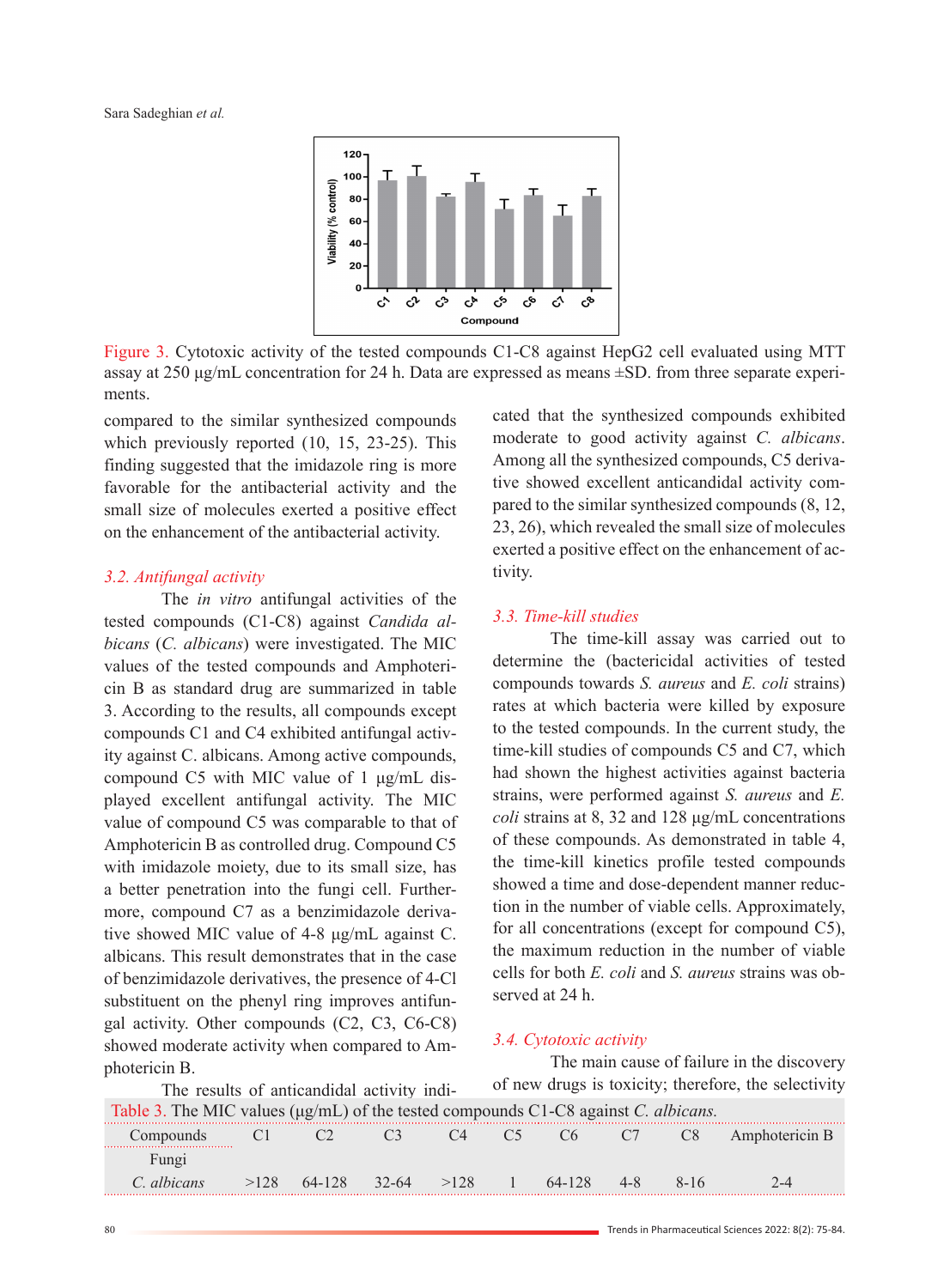120
100
80
60
40
20
0
Viability (% control)
C1 C2 C3 C4 C5 C6 C7 C8
Compound

Figure 3. Cytotoxic activity of the tested compounds C1-C8 against HepG2 cell evaluated using MTT assay at 250 µg/mL concentration for 24 h. Data are expressed as means ±SD. from three separate experiments.

compared to the similar synthesized compounds which previously reported (10, 15, 23-25). This finding suggested that the imidazole ring is more favorable for the antibacterial activity and the small size of molecules exerted a positive effect on the enhancement of the antibacterial activity.

### *3.2. Antifungal activity*

The *in vitro* antifungal activities of the tested compounds (C1-C8) against *Candida albicans* (*C. albicans*) were investigated. The MIC values of the tested compounds and Amphotericin B as standard drug are summarized in table 3. According to the results, all compounds except compounds C1 and C4 exhibited antifungal activity against C. albicans. Among active compounds, compound C5 with MIC value of 1 µg/mL displayed excellent antifungal activity. The MIC value of compound C5 was comparable to that of Amphotericin B as controlled drug. Compound C5 with imidazole moiety, due to its small size, has a better penetration into the fungi cell. Furthermore, compound C7 as a benzimidazole derivative showed MIC value of 4-8 µg/mL against C. albicans. This result demonstrates that in the case of benzimidazole derivatives, the presence of 4-Cl substituent on the phenyl ring improves antifungal activity. Other compounds (C2, C3, C6-C8) showed moderate activity when compared to Amphotericin B.

The results of anticandidal activity indicated that the synthesized compounds exhibited moderate to good activity against *C. albicans*. Among all the synthesized compounds, C5 derivative showed excellent anticandidal activity compared to the similar synthesized compounds (8, 12, 23, 26), which revealed the small size of molecules exerted a positive effect on the enhancement of activity.

### *3.3. Time-kill studies*

The time-kill assay was carried out to determine the (bactericidal activities of tested compounds towards *S. aureus* and *E. coli* strains) rates at which bacteria were killed by exposure to the tested compounds. In the current study, the time-kill studies of compounds C5 and C7, which had shown the highest activities against bacteria strains, were performed against *S. aureus* and *E. coli* strains at 8, 32 and 128 µg/mL concentrations of these compounds. As demonstrated in table 4, the time-kill kinetics profile tested compounds showed a time and dose-dependent manner reduction in the number of viable cells. Approximately, for all concentrations (except for compound C5), the maximum reduction in the number of viable cells for both *E. coli* and *S. aureus* strains was observed at 24 h.

### *3.4. Cytotoxic activity*

The main cause of failure in the discovery of new drugs is toxicity; therefore, the selectivity

Table 3. The MIC values (µg/mL) of the tested compounds C1-C8 against *C. albicans.*

| Compounds / Fungi | C1 | C2 | C3 | C4 | C5 | C6 | C7 | C8 | Amphotericin B |
|---|---|---|---|---|---|---|---|---|---|
| *C. albicans* | >128 | 64-128 | 32-64 | >128 | 1 | 64-128 | 4-8 | 8-16 | 2-4 |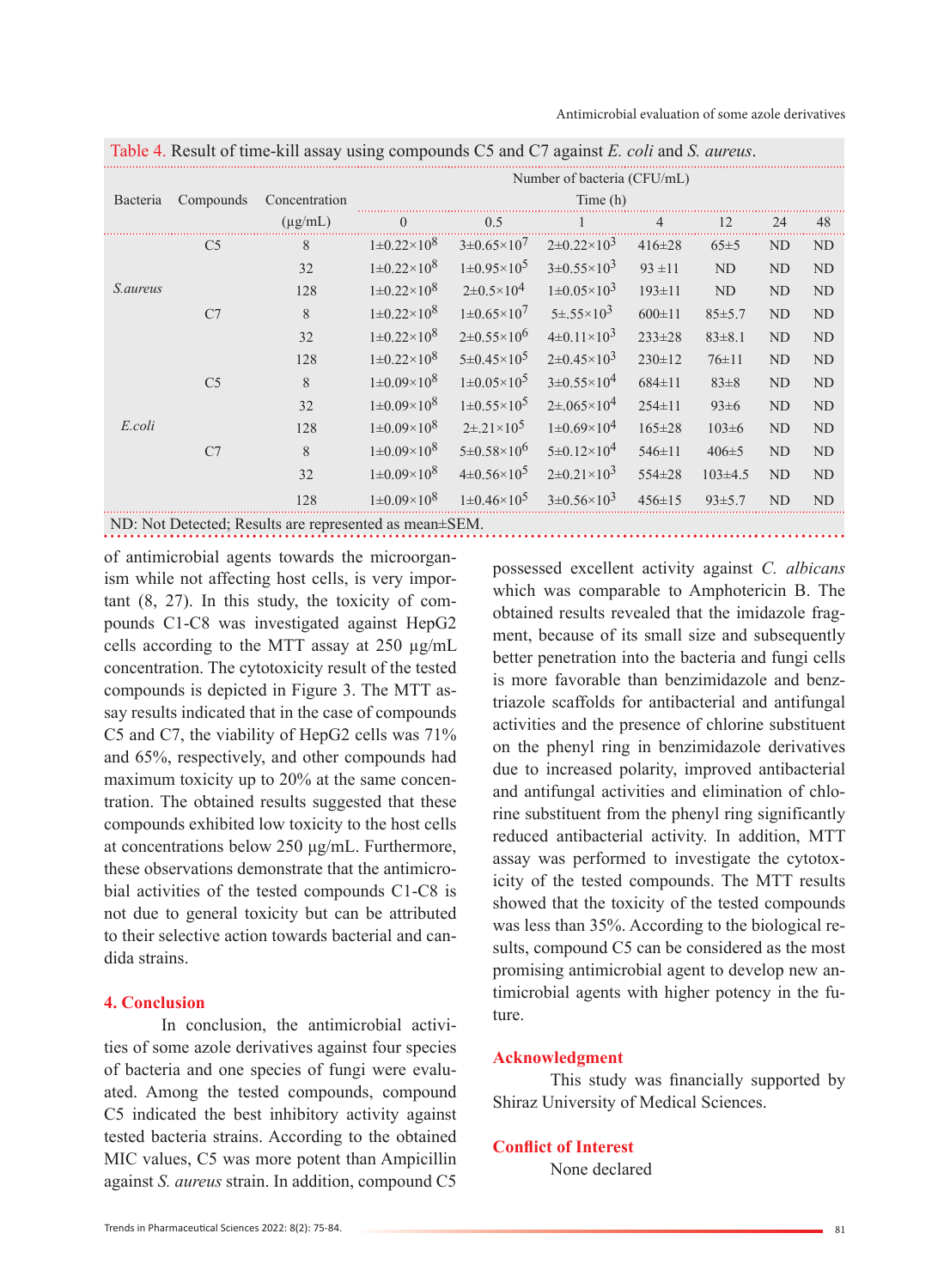Table 4. Result of time-kill assay using compounds C5 and C7 against *E. coli* and *S. aureus*.

| Bacteria | Compounds | Concentration (µg/mL) | Number of bacteria (CFU/mL) Time (h) | | | | | | |
|---|---|---|---|---|---|---|---|---|---|
| | | | 0 | 0.5 | 1 | 4 | 12 | 24 | 48 |
| *S.aureus* | C5 | 8 | $1{\pm}0.22{\times}10^8$ | $3{\pm}0.65{\times}10^7$ | $2{\pm}0.22{\times}10^3$ | 416±28 | 65±5 | ND | ND |
| | | 32 | $1{\pm}0.22{\times}10^8$ | $1{\pm}0.95{\times}10^5$ | $3{\pm}0.55{\times}10^3$ | 93 ±11 | ND | ND | ND |
| | | 128 | $1{\pm}0.22{\times}10^8$ | $2{\pm}0.5{\times}10^4$ | $1{\pm}0.05{\times}10^3$ | 193±11 | ND | ND | ND |
| | C7 | 8 | $1{\pm}0.22{\times}10^8$ | $1{\pm}0.65{\times}10^7$ | $5{\pm}.55{\times}10^3$ | 600±11 | 85±5.7 | ND | ND |
| | | 32 | $1{\pm}0.22{\times}10^8$ | $2{\pm}0.55{\times}10^6$ | $4{\pm}0.11{\times}10^3$ | 233±28 | 83±8.1 | ND | ND |
| | | 128 | $1{\pm}0.22{\times}10^8$ | $5{\pm}0.45{\times}10^5$ | $2{\pm}0.45{\times}10^3$ | 230±12 | 76±11 | ND | ND |
| *E.coli* | C5 | 8 | $1{\pm}0.09{\times}10^8$ | $1{\pm}0.05{\times}10^5$ | $3{\pm}0.55{\times}10^4$ | 684±11 | 83±8 | ND | ND |
| | | 32 | $1{\pm}0.09{\times}10^8$ | $1{\pm}0.55{\times}10^5$ | $2{\pm}.065{\times}10^4$ | 254±11 | 93±6 | ND | ND |
| | | 128 | $1{\pm}0.09{\times}10^8$ | $2{\pm}.21{\times}10^5$ | $1{\pm}0.69{\times}10^4$ | 165±28 | 103±6 | ND | ND |
| | C7 | 8 | $1{\pm}0.09{\times}10^8$ | $5{\pm}0.58{\times}10^6$ | $5{\pm}0.12{\times}10^4$ | 546±11 | 406±5 | ND | ND |
| | | 32 | $1{\pm}0.09{\times}10^8$ | $4{\pm}0.56{\times}10^5$ | $2{\pm}0.21{\times}10^3$ | 554±28 | 103±4.5 | ND | ND |
| | | 128 | $1{\pm}0.09{\times}10^8$ | $1{\pm}0.46{\times}10^5$ | $3{\pm}0.56{\times}10^3$ | 456±15 | 93±5.7 | ND | ND |

ND: Not Detected; Results are represented as mean±SEM.

of antimicrobial agents towards the microorganism while not affecting host cells, is very important (8, 27). In this study, the toxicity of compounds C1-C8 was investigated against HepG2 cells according to the MTT assay at 250 µg/mL concentration. The cytotoxicity result of the tested compounds is depicted in Figure 3. The MTT assay results indicated that in the case of compounds C5 and C7, the viability of HepG2 cells was 71% and 65%, respectively, and other compounds had maximum toxicity up to 20% at the same concentration. The obtained results suggested that these compounds exhibited low toxicity to the host cells at concentrations below 250 µg/mL. Furthermore, these observations demonstrate that the antimicrobial activities of the tested compounds C1-C8 is not due to general toxicity but can be attributed to their selective action towards bacterial and candida strains.

## 4. Conclusion

In conclusion, the antimicrobial activities of some azole derivatives against four species of bacteria and one species of fungi were evaluated. Among the tested compounds, compound C5 indicated the best inhibitory activity against tested bacteria strains. According to the obtained MIC values, C5 was more potent than Ampicillin against *S. aureus* strain. In addition, compound C5 possessed excellent activity against *C. albicans* which was comparable to Amphotericin B. The obtained results revealed that the imidazole fragment, because of its small size and subsequently better penetration into the bacteria and fungi cells is more favorable than benzimidazole and benztriazole scaffolds for antibacterial and antifungal activities and the presence of chlorine substituent on the phenyl ring in benzimidazole derivatives due to increased polarity, improved antibacterial and antifungal activities and elimination of chlorine substituent from the phenyl ring significantly reduced antibacterial activity. In addition, MTT assay was performed to investigate the cytotoxicity of the tested compounds. The MTT results showed that the toxicity of the tested compounds was less than 35%. According to the biological results, compound C5 can be considered as the most promising antimicrobial agent to develop new antimicrobial agents with higher potency in the future.

## Acknowledgment

This study was financially supported by Shiraz University of Medical Sciences.

## Conflict of Interest

None declared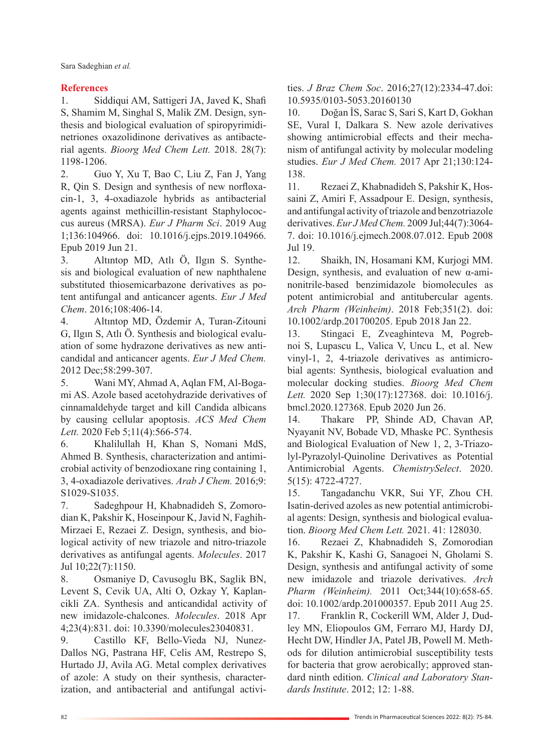## References

1. Siddiqui AM, Sattigeri JA, Javed K, Shafi S, Shamim M, Singhal S, Malik ZM. Design, synthesis and biological evaluation of spiropyrimidinetriones oxazolidinone derivatives as antibacterial agents. *Bioorg Med Chem Lett.* 2018. 28(7): 1198-1206.
2. Guo Y, Xu T, Bao C, Liu Z, Fan J, Yang R, Qin S. Design and synthesis of new norfloxacin-1, 3, 4-oxadiazole hybrids as antibacterial agents against methicillin-resistant Staphylococcus aureus (MRSA). *Eur J Pharm Sci*. 2019 Aug 1;136:104966. doi: 10.1016/j.ejps.2019.104966. Epub 2019 Jun 21.
3. Altıntop MD, Atlı Ö, Ilgın S. Synthesis and biological evaluation of new naphthalene substituted thiosemicarbazone derivatives as potent antifungal and anticancer agents. *Eur J Med Chem*. 2016;108:406-14.
4. Altıntop MD, Özdemir A, Turan-Zitouni G, Ilgın S, Atlı Ö. Synthesis and biological evaluation of some hydrazone derivatives as new anticandidal and anticancer agents. *Eur J Med Chem.* 2012 Dec;58:299-307.
5. Wani MY, Ahmad A, Aqlan FM, Al-Bogami AS. Azole based acetohydrazide derivatives of cinnamaldehyde target and kill Candida albicans by causing cellular apoptosis. *ACS Med Chem Lett.* 2020 Feb 5;11(4):566-574.
6. Khalilullah H, Khan S, Nomani MdS, Ahmed B. Synthesis, characterization and antimicrobial activity of benzodioxane ring containing 1, 3, 4-oxadiazole derivatives. *Arab J Chem.* 2016;9: S1029-S1035.
7. Sadeghpour H, Khabnadideh S, Zomorodian K, Pakshir K, Hoseinpour K, Javid N, Faghih-Mirzaei E, Rezaei Z. Design, synthesis, and biological activity of new triazole and nitro-triazole derivatives as antifungal agents. *Molecules*. 2017 Jul 10;22(7):1150.
8. Osmaniye D, Cavusoglu BK, Saglik BN, Levent S, Cevik UA, Alti O, Ozkay Y, Kaplancikli ZA. Synthesis and anticandidal activity of new imidazole-chalcones. *Molecules*. 2018 Apr 4;23(4):831. doi: 10.3390/molecules23040831.
9. Castillo KF, Bello-Vieda NJ, Nunez-Dallos NG, Pastrana HF, Celis AM, Restrepo S, Hurtado JJ, Avila AG. Metal complex derivatives of azole: A study on their synthesis, characterization, and antibacterial and antifungal activities. *J Braz Chem Soc*. 2016;27(12):2334-47.doi: 10.5935/0103-5053.20160130
10. Doğan İS, Sarac S, Sari S, Kart D, Gokhan SE, Vural I, Dalkara S. New azole derivatives showing antimicrobial effects and their mechanism of antifungal activity by molecular modeling studies. *Eur J Med Chem.* 2017 Apr 21;130:124-138.
11. Rezaei Z, Khabnadideh S, Pakshir K, Hossaini Z, Amiri F, Assadpour E. Design, synthesis, and antifungal activity of triazole and benzotriazole derivatives. *Eur J Med Chem.* 2009 Jul;44(7):3064-7. doi: 10.1016/j.ejmech.2008.07.012. Epub 2008 Jul 19.
12. Shaikh, IN, Hosamani KM, Kurjogi MM. Design, synthesis, and evaluation of new α-aminonitrile-based benzimidazole biomolecules as potent antimicrobial and antitubercular agents. *Arch Pharm (Weinheim)*. 2018 Feb;351(2). doi: 10.1002/ardp.201700205. Epub 2018 Jan 22.
13. Stingaci E, Zveaghinteva M, Pogrebnoi S, Lupascu L, Valica V, Uncu L, et al. New vinyl-1, 2, 4-triazole derivatives as antimicrobial agents: Synthesis, biological evaluation and molecular docking studies. *Bioorg Med Chem Lett.* 2020 Sep 1;30(17):127368. doi: 10.1016/j.bmcl.2020.127368. Epub 2020 Jun 26.
14. Thakare PP, Shinde AD, Chavan AP, Nyayanit NV, Bobade VD, Mhaske PC. Synthesis and Biological Evaluation of New 1, 2, 3-Triazolyl-Pyrazolyl-Quinoline Derivatives as Potential Antimicrobial Agents. *ChemistrySelect*. 2020. 5(15): 4722-4727.
15. Tangadanchu VKR, Sui YF, Zhou CH. Isatin-derived azoles as new potential antimicrobial agents: Design, synthesis and biological evaluation. *Bioorg Med Chem Lett.* 2021. 41: 128030.
16. Rezaei Z, Khabnadideh S, Zomorodian K, Pakshir K, Kashi G, Sanagoei N, Gholami S. Design, synthesis and antifungal activity of some new imidazole and triazole derivatives. *Arch Pharm (Weinheim).* 2011 Oct;344(10):658-65. doi: 10.1002/ardp.201000357. Epub 2011 Aug 25.
17. Franklin R, Cockerill WM, Alder J, Dudley MN, Eliopoulos GM, Ferraro MJ, Hardy DJ, Hecht DW, Hindler JA, Patel JB, Powell M. Methods for dilution antimicrobial susceptibility tests for bacteria that grow aerobically; approved standard ninth edition. *Clinical and Laboratory Standards Institute*. 2012; 12: 1-88.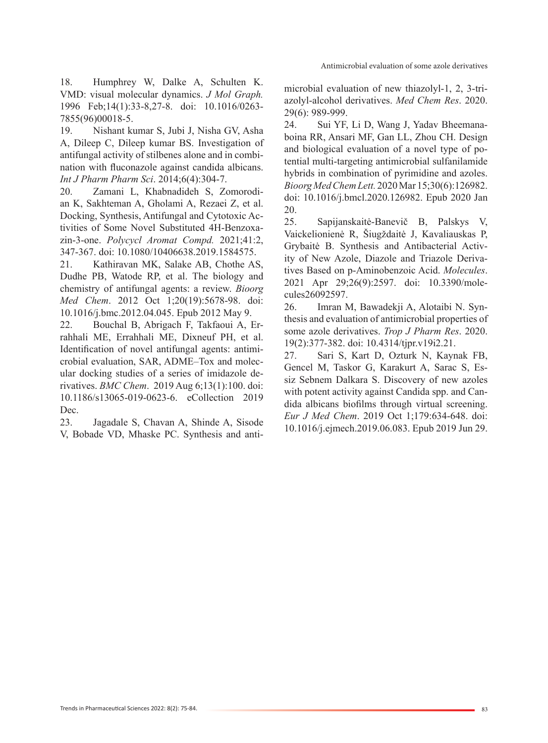18. Humphrey W, Dalke A, Schulten K. VMD: visual molecular dynamics. *J Mol Graph.* 1996 Feb;14(1):33-8,27-8. doi: 10.1016/0263-7855(96)00018-5.

19. Nishant kumar S, Jubi J, Nisha GV, Asha A, Dileep C, Dileep kumar BS. Investigation of antifungal activity of stilbenes alone and in combination with fluconazole against candida albicans. *Int J Pharm Pharm Sci*. 2014;6(4):304-7.

20. Zamani L, Khabnadideh S, Zomorodian K, Sakhteman A, Gholami A, Rezaei Z, et al. Docking, Synthesis, Antifungal and Cytotoxic Activities of Some Novel Substituted 4H-Benzoxazin-3-one. *Polycycl Aromat Compd.* 2021;41:2, 347-367. doi: 10.1080/10406638.2019.1584575.

21. Kathiravan MK, Salake AB, Chothe AS, Dudhe PB, Watode RP, et al. The biology and chemistry of antifungal agents: a review. *Bioorg Med Chem*. 2012 Oct 1;20(19):5678-98. doi: 10.1016/j.bmc.2012.04.045. Epub 2012 May 9.

22. Bouchal B, Abrigach F, Takfaoui A, Errahhali ME, Errahhali ME, Dixneuf PH, et al. Identification of novel antifungal agents: antimicrobial evaluation, SAR, ADME–Tox and molecular docking studies of a series of imidazole derivatives. *BMC Chem*. 2019 Aug 6;13(1):100. doi: 10.1186/s13065-019-0623-6. eCollection 2019 Dec.

23. Jagadale S, Chavan A, Shinde A, Sisode V, Bobade VD, Mhaske PC. Synthesis and antimicrobial evaluation of new thiazolyl-1, 2, 3-triazolyl-alcohol derivatives. *Med Chem Res*. 2020. 29(6): 989-999.

24. Sui YF, Li D, Wang J, Yadav Bheemanaboina RR, Ansari MF, Gan LL, Zhou CH. Design and biological evaluation of a novel type of potential multi-targeting antimicrobial sulfanilamide hybrids in combination of pyrimidine and azoles. *Bioorg Med Chem Lett.* 2020 Mar 15;30(6):126982. doi: 10.1016/j.bmcl.2020.126982. Epub 2020 Jan 20.

25. Sapijanskaitė-Banevič B, Palskys V, Vaickelionienė R, Šiugždaitė J, Kavaliauskas P, Grybaitė B. Synthesis and Antibacterial Activity of New Azole, Diazole and Triazole Derivatives Based on p-Aminobenzoic Acid. *Molecules*. 2021 Apr 29;26(9):2597. doi: 10.3390/molecules26092597.

26. Imran M, Bawadekji A, Alotaibi N. Synthesis and evaluation of antimicrobial properties of some azole derivatives. *Trop J Pharm Res*. 2020. 19(2):377-382. doi: 10.4314/tjpr.v19i2.21.

27. Sari S, Kart D, Ozturk N, Kaynak FB, Gencel M, Taskor G, Karakurt A, Sarac S, Essiz Sebnem Dalkara S. Discovery of new azoles with potent activity against Candida spp. and Candida albicans biofilms through virtual screening. *Eur J Med Chem*. 2019 Oct 1;179:634-648. doi: 10.1016/j.ejmech.2019.06.083. Epub 2019 Jun 29.